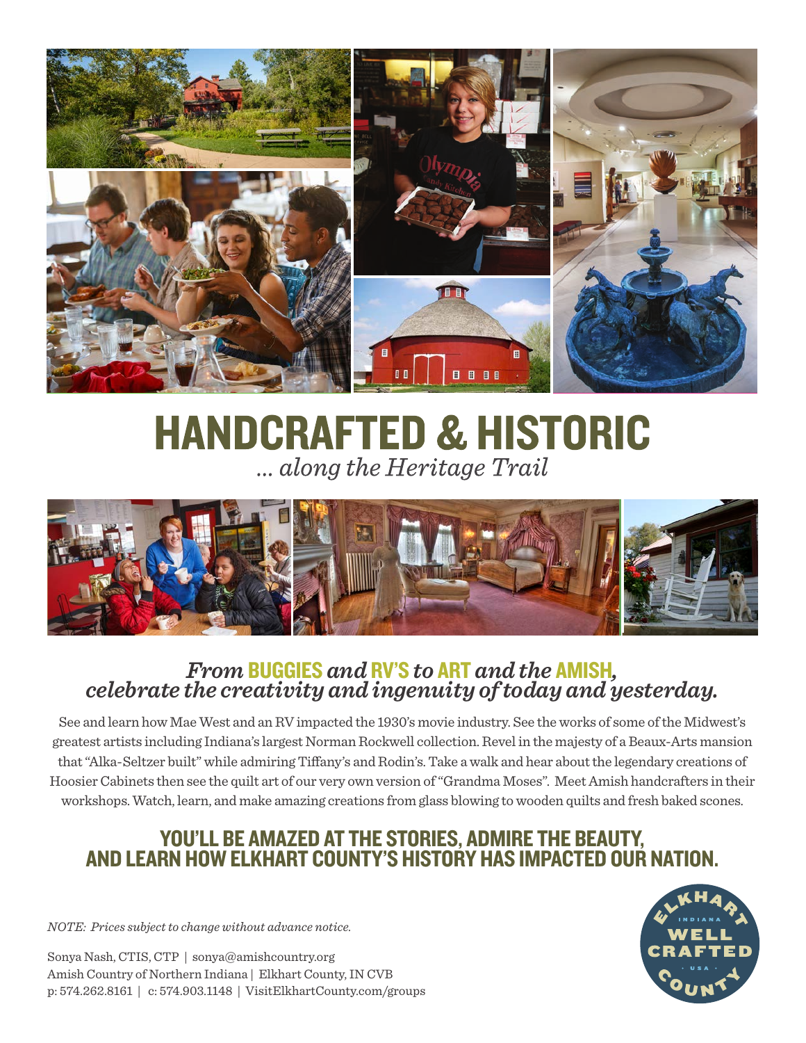# HANDCRAFTED & HISTORIC

*... along the Heritage Trail*

## *From* BUGGIES *and* RV'S *to* ART *and the* AMISH, *celebrate the creativity and ingenuity of today and yesterday.*

See and learn how Mae West and an RV impacted the 1930's movie industry. See the works of some of the Midwest's greatest artists including Indiana's largest Norman Rockwell collection. Revel in the majesty of a Beaux-Arts mansion that "Alka-Seltzer built" while admiring Tiffany's and Rodin's. Take a walk and hear about the legendary creations of Hoosier Cabinets then see the quilt art of our very own version of "Grandma Moses". Meet Amish handcrafters in their workshops. Watch, learn, and make amazing creations from glass blowing to wooden quilts and fresh baked scones.

## YOU'LL BE AMAZED AT THE STORIES, ADMIRE THE BEAUTY, AND LEARN HOW ELKHART COUNTY'S HISTORY HAS IMPACTED OUR NATION.

*NOTE: Prices subject to change without advance notice.*

Sonya Nash, CTIS, CTP | sonya@amishcountry.org
Amish Country of Northern Indiana | Elkhart County, IN CVB
p: 574.262.8161 | c: 574.903.1148 | VisitElkhartCounty.com/groups

ELKHART INDIANA WELL CRAFTED USA COUNTY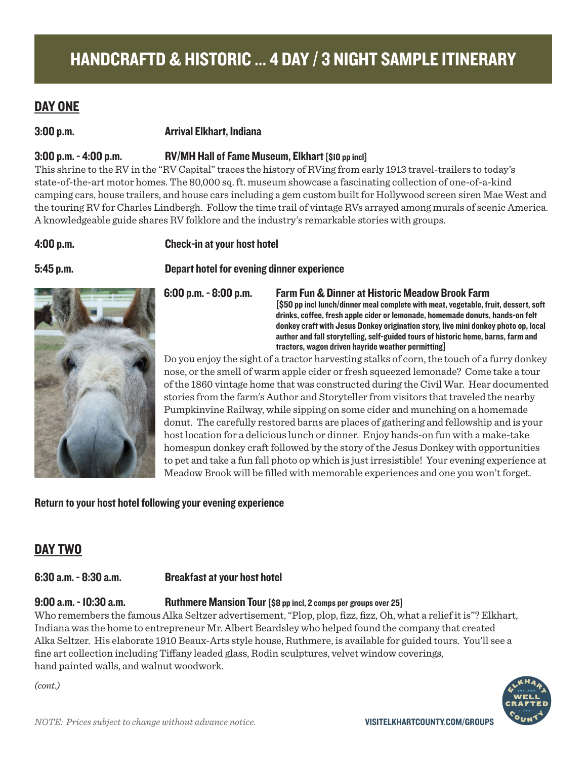# HANDCRAFTD & HISTORIC ... 4 DAY / 3 NIGHT SAMPLE ITINERARY

## DAY ONE

**3:00 p.m.** **Arrival Elkhart, Indiana**

**3:00 p.m. - 4:00 p.m.** **RV/MH Hall of Fame Museum, Elkhart** [$10 pp incl]

This shrine to the RV in the "RV Capital" traces the history of RVing from early 1913 travel-trailers to today's state-of-the-art motor homes. The 80,000 sq. ft. museum showcase a fascinating collection of one-of-a-kind camping cars, house trailers, and house cars including a gem custom built for Hollywood screen siren Mae West and the touring RV for Charles Lindbergh. Follow the time trail of vintage RVs arrayed among murals of scenic America. A knowledgeable guide shares RV folklore and the industry's remarkable stories with groups.

**4:00 p.m.** **Check-in at your host hotel**

**5:45 p.m.** **Depart hotel for evening dinner experience**

**6:00 p.m. - 8:00 p.m.** **Farm Fun & Dinner at Historic Meadow Brook Farm**

**[$50 pp incl lunch/dinner meal complete with meat, vegetable, fruit, dessert, soft drinks, coffee, fresh apple cider or lemonade, homemade donuts, hands-on felt donkey craft with Jesus Donkey origination story, live mini donkey photo op, local author and fall storytelling, self-guided tours of historic home, barns, farm and tractors, wagon driven hayride weather permitting]**

Do you enjoy the sight of a tractor harvesting stalks of corn, the touch of a furry donkey nose, or the smell of warm apple cider or fresh squeezed lemonade? Come take a tour of the 1860 vintage home that was constructed during the Civil War. Hear documented stories from the farm's Author and Storyteller from visitors that traveled the nearby Pumpkinvine Railway, while sipping on some cider and munching on a homemade donut. The carefully restored barns are places of gathering and fellowship and is your host location for a delicious lunch or dinner. Enjoy hands-on fun with a make-take homespun donkey craft followed by the story of the Jesus Donkey with opportunities to pet and take a fun fall photo op which is just irresistible! Your evening experience at Meadow Brook will be filled with memorable experiences and one you won't forget.

**Return to your host hotel following your evening experience**

## DAY TWO

**6:30 a.m. - 8:30 a.m.** **Breakfast at your host hotel**

**9:00 a.m. - 10:30 a.m.** **Ruthmere Mansion Tour** [$8 pp incl, 2 comps per groups over 25]

Who remembers the famous Alka Seltzer advertisement, "Plop, plop, fizz, fizz, Oh, what a relief it is"? Elkhart, Indiana was the home to entrepreneur Mr. Albert Beardsley who helped found the company that created Alka Seltzer. His elaborate 1910 Beaux-Arts style house, Ruthmere, is available for guided tours. You'll see a fine art collection including Tiffany leaded glass, Rodin sculptures, velvet window coverings, hand painted walls, and walnut woodwork.

*(cont.)*

*NOTE: Prices subject to change without advance notice.*

VISITELKHARTCOUNTY.COM/GROUPS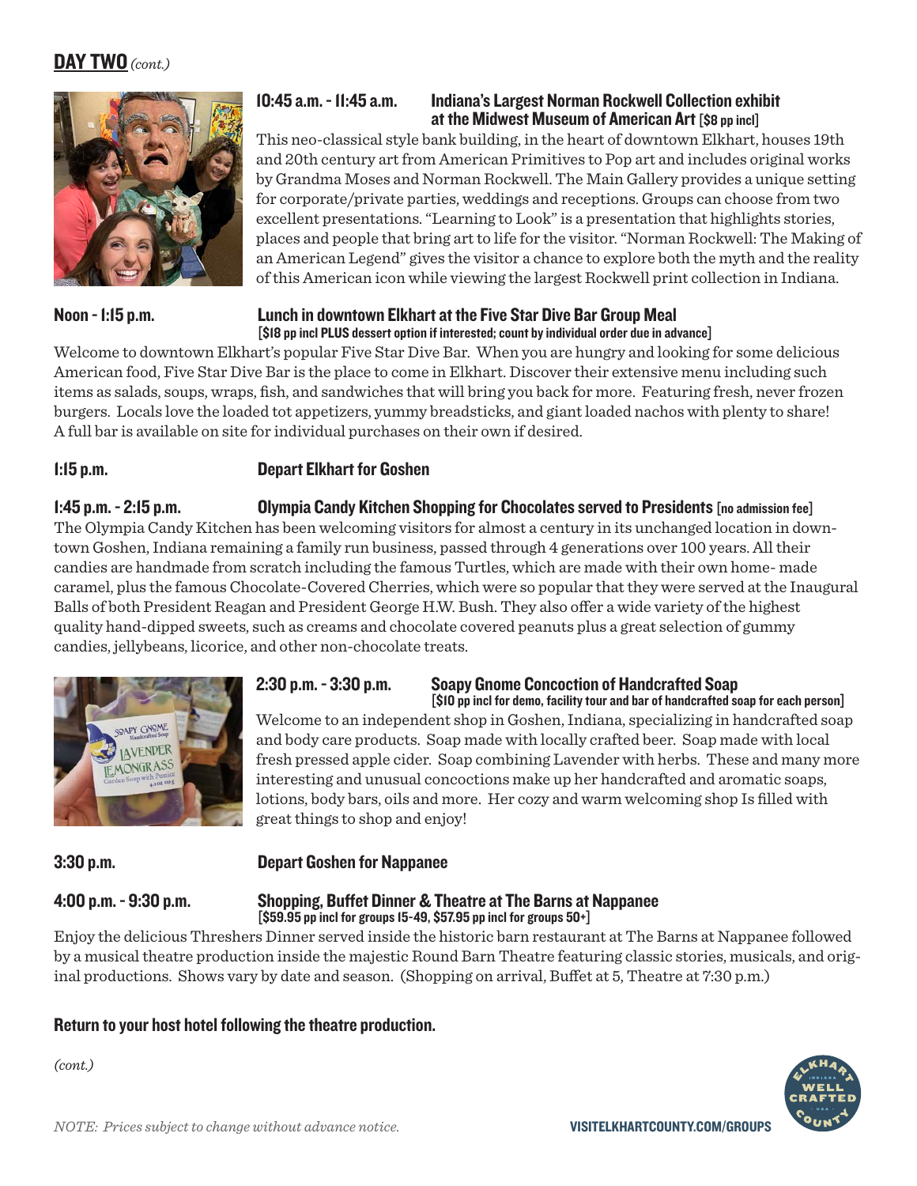## DAY TWO *(cont.)*

**10:45 a.m. - 11:45 a.m.** **Indiana's Largest Norman Rockwell Collection exhibit at the Midwest Museum of American Art [$8 pp incl]**

This neo-classical style bank building, in the heart of downtown Elkhart, houses 19th and 20th century art from American Primitives to Pop art and includes original works by Grandma Moses and Norman Rockwell. The Main Gallery provides a unique setting for corporate/private parties, weddings and receptions. Groups can choose from two excellent presentations. "Learning to Look" is a presentation that highlights stories, places and people that bring art to life for the visitor. "Norman Rockwell: The Making of an American Legend" gives the visitor a chance to explore both the myth and the reality of this American icon while viewing the largest Rockwell print collection in Indiana.

**Noon - 1:15 p.m.** **Lunch in downtown Elkhart at the Five Star Dive Bar Group Meal [$18 pp incl PLUS dessert option if interested; count by individual order due in advance]**

Welcome to downtown Elkhart's popular Five Star Dive Bar. When you are hungry and looking for some delicious American food, Five Star Dive Bar is the place to come in Elkhart. Discover their extensive menu including such items as salads, soups, wraps, fish, and sandwiches that will bring you back for more. Featuring fresh, never frozen burgers. Locals love the loaded tot appetizers, yummy breadsticks, and giant loaded nachos with plenty to share! A full bar is available on site for individual purchases on their own if desired.

**1:15 p.m.** **Depart Elkhart for Goshen**

**1:45 p.m. - 2:15 p.m.** **Olympia Candy Kitchen Shopping for Chocolates served to Presidents [no admission fee]**

The Olympia Candy Kitchen has been welcoming visitors for almost a century in its unchanged location in downtown Goshen, Indiana remaining a family run business, passed through 4 generations over 100 years. All their candies are handmade from scratch including the famous Turtles, which are made with their own home- made caramel, plus the famous Chocolate-Covered Cherries, which were so popular that they were served at the Inaugural Balls of both President Reagan and President George H.W. Bush. They also offer a wide variety of the highest quality hand-dipped sweets, such as creams and chocolate covered peanuts plus a great selection of gummy candies, jellybeans, licorice, and other non-chocolate treats.

**2:30 p.m. - 3:30 p.m.** **Soapy Gnome Concoction of Handcrafted Soap [$10 pp incl for demo, facility tour and bar of handcrafted soap for each person]**

Welcome to an independent shop in Goshen, Indiana, specializing in handcrafted soap and body care products. Soap made with locally crafted beer. Soap made with local fresh pressed apple cider. Soap combining Lavender with herbs. These and many more interesting and unusual concoctions make up her handcrafted and aromatic soaps, lotions, body bars, oils and more. Her cozy and warm welcoming shop Is filled with great things to shop and enjoy!

**3:30 p.m.** **Depart Goshen for Nappanee**

**4:00 p.m. - 9:30 p.m.** **Shopping, Buffet Dinner & Theatre at The Barns at Nappanee [$59.95 pp incl for groups 15-49, $57.95 pp incl for groups 50+]**

Enjoy the delicious Threshers Dinner served inside the historic barn restaurant at The Barns at Nappanee followed by a musical theatre production inside the majestic Round Barn Theatre featuring classic stories, musicals, and original productions. Shows vary by date and season. (Shopping on arrival, Buffet at 5, Theatre at 7:30 p.m.)

**Return to your host hotel following the theatre production.**

*(cont.)*

*NOTE: Prices subject to change without advance notice.*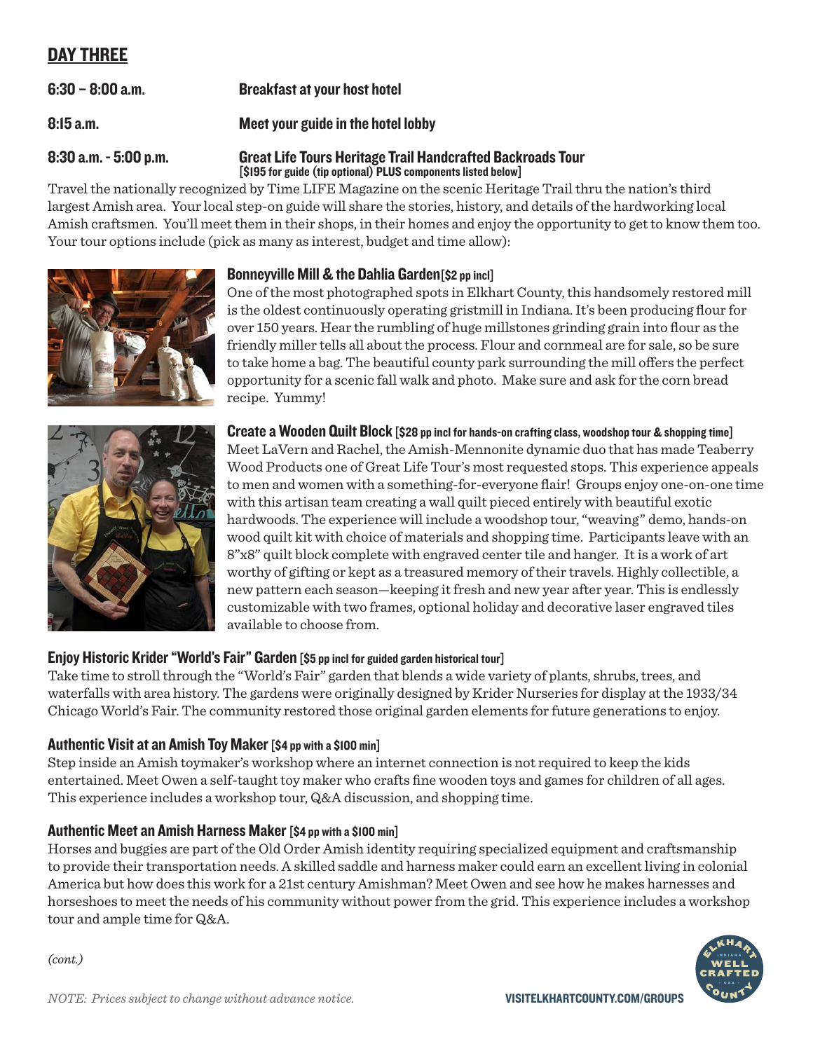## DAY THREE

**6:30 – 8:00 a.m.** **Breakfast at your host hotel**

**8:15 a.m.** **Meet your guide in the hotel lobby**

**8:30 a.m. - 5:00 p.m.** **Great Life Tours Heritage Trail Handcrafted Backroads Tour**
**[$195 for guide (tip optional) PLUS components listed below]**

Travel the nationally recognized by Time LIFE Magazine on the scenic Heritage Trail thru the nation's third largest Amish area. Your local step-on guide will share the stories, history, and details of the hardworking local Amish craftsmen. You'll meet them in their shops, in their homes and enjoy the opportunity to get to know them too. Your tour options include (pick as many as interest, budget and time allow):

### Bonneyville Mill & the Dahlia Garden [$2 pp incl]

One of the most photographed spots in Elkhart County, this handsomely restored mill is the oldest continuously operating gristmill in Indiana. It's been producing flour for over 150 years. Hear the rumbling of huge millstones grinding grain into flour as the friendly miller tells all about the process. Flour and cornmeal are for sale, so be sure to take home a bag. The beautiful county park surrounding the mill offers the perfect opportunity for a scenic fall walk and photo. Make sure and ask for the corn bread recipe. Yummy!

### Create a Wooden Quilt Block [$28 pp incl for hands-on crafting class, woodshop tour & shopping time]

Meet LaVern and Rachel, the Amish-Mennonite dynamic duo that has made Teaberry Wood Products one of Great Life Tour's most requested stops. This experience appeals to men and women with a something-for-everyone flair! Groups enjoy one-on-one time with this artisan team creating a wall quilt pieced entirely with beautiful exotic hardwoods. The experience will include a woodshop tour, "weaving" demo, hands-on wood quilt kit with choice of materials and shopping time. Participants leave with an 8"x8" quilt block complete with engraved center tile and hanger. It is a work of art worthy of gifting or kept as a treasured memory of their travels. Highly collectible, a new pattern each season—keeping it fresh and new year after year. This is endlessly customizable with two frames, optional holiday and decorative laser engraved tiles available to choose from.

### Enjoy Historic Krider "World's Fair" Garden [$5 pp incl for guided garden historical tour]

Take time to stroll through the "World's Fair" garden that blends a wide variety of plants, shrubs, trees, and waterfalls with area history. The gardens were originally designed by Krider Nurseries for display at the 1933/34 Chicago World's Fair. The community restored those original garden elements for future generations to enjoy.

### Authentic Visit at an Amish Toy Maker [$4 pp with a $100 min]

Step inside an Amish toymaker's workshop where an internet connection is not required to keep the kids entertained. Meet Owen a self-taught toy maker who crafts fine wooden toys and games for children of all ages. This experience includes a workshop tour, Q&A discussion, and shopping time.

### Authentic Meet an Amish Harness Maker [$4 pp with a $100 min]

Horses and buggies are part of the Old Order Amish identity requiring specialized equipment and craftsmanship to provide their transportation needs. A skilled saddle and harness maker could earn an excellent living in colonial America but how does this work for a 21st century Amishman? Meet Owen and see how he makes harnesses and horseshoes to meet the needs of his community without power from the grid. This experience includes a workshop tour and ample time for Q&A.

*(cont.)*

*NOTE: Prices subject to change without advance notice.*

**VISITELKHARTCOUNTY.COM/GROUPS**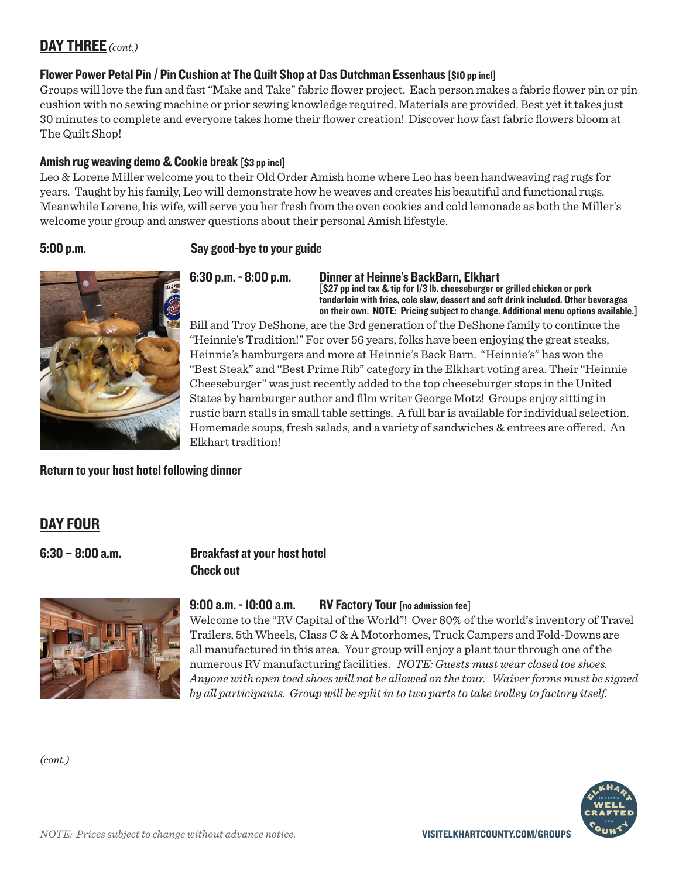## DAY THREE *(cont.)*

### Flower Power Petal Pin / Pin Cushion at The Quilt Shop at Das Dutchman Essenhaus [$10 pp incl]

Groups will love the fun and fast "Make and Take" fabric flower project. Each person makes a fabric flower pin or pin cushion with no sewing machine or prior sewing knowledge required. Materials are provided. Best yet it takes just 30 minutes to complete and everyone takes home their flower creation! Discover how fast fabric flowers bloom at The Quilt Shop!

### Amish rug weaving demo & Cookie break [$3 pp incl]

Leo & Lorene Miller welcome you to their Old Order Amish home where Leo has been handweaving rag rugs for years. Taught by his family, Leo will demonstrate how he weaves and creates his beautiful and functional rugs. Meanwhile Lorene, his wife, will serve you her fresh from the oven cookies and cold lemonade as both the Miller's welcome your group and answer questions about their personal Amish lifestyle.

**5:00 p.m.** **Say good-bye to your guide**

**6:30 p.m. - 8:00 p.m.** **Dinner at Heinne's BackBarn, Elkhart**
**[$27 pp incl tax & tip for 1/3 lb. cheeseburger or grilled chicken or pork tenderloin with fries, cole slaw, dessert and soft drink included. Other beverages on their own. NOTE: Pricing subject to change. Additional menu options available.]**

Bill and Troy DeShone, are the 3rd generation of the DeShone family to continue the "Heinnie's Tradition!" For over 56 years, folks have been enjoying the great steaks, Heinnie's hamburgers and more at Heinnie's Back Barn. "Heinnie's" has won the "Best Steak" and "Best Prime Rib" category in the Elkhart voting area. Their "Heinnie Cheeseburger" was just recently added to the top cheeseburger stops in the United States by hamburger author and film writer George Motz! Groups enjoy sitting in rustic barn stalls in small table settings. A full bar is available for individual selection. Homemade soups, fresh salads, and a variety of sandwiches & entrees are offered. An Elkhart tradition!

**Return to your host hotel following dinner**

## DAY FOUR

**6:30 – 8:00 a.m.** **Breakfast at your host hotel**
**Check out**

**9:00 a.m. - 10:00 a.m.** **RV Factory Tour [no admission fee]**

Welcome to the "RV Capital of the World"! Over 80% of the world's inventory of Travel Trailers, 5th Wheels, Class C & A Motorhomes, Truck Campers and Fold-Downs are all manufactured in this area. Your group will enjoy a plant tour through one of the numerous RV manufacturing facilities. *NOTE: Guests must wear closed toe shoes. Anyone with open toed shoes will not be allowed on the tour. Waiver forms must be signed by all participants. Group will be split in to two parts to take trolley to factory itself.*

*(cont.)*

*NOTE: Prices subject to change without advance notice.*

VISITELKHARTCOUNTY.COM/GROUPS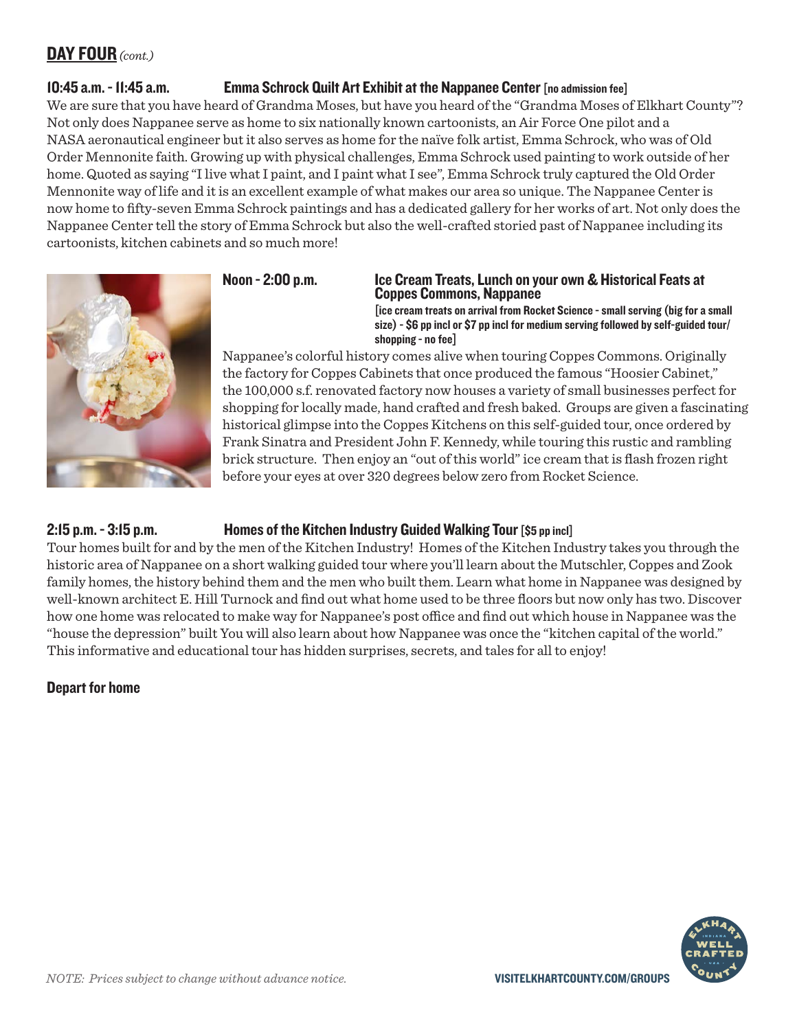## DAY FOUR *(cont.)*

**10:45 a.m. - 11:45 a.m.** **Emma Schrock Quilt Art Exhibit at the Nappanee Center [no admission fee]**

We are sure that you have heard of Grandma Moses, but have you heard of the "Grandma Moses of Elkhart County"? Not only does Nappanee serve as home to six nationally known cartoonists, an Air Force One pilot and a NASA aeronautical engineer but it also serves as home for the naïve folk artist, Emma Schrock, who was of Old Order Mennonite faith. Growing up with physical challenges, Emma Schrock used painting to work outside of her home. Quoted as saying "I live what I paint, and I paint what I see", Emma Schrock truly captured the Old Order Mennonite way of life and it is an excellent example of what makes our area so unique. The Nappanee Center is now home to fifty-seven Emma Schrock paintings and has a dedicated gallery for her works of art. Not only does the Nappanee Center tell the story of Emma Schrock but also the well-crafted storied past of Nappanee including its cartoonists, kitchen cabinets and so much more!

**Noon - 2:00 p.m.** **Ice Cream Treats, Lunch on your own & Historical Feats at Coppes Commons, Nappanee**

**[ice cream treats on arrival from Rocket Science - small serving (big for a small size) - $6 pp incl or $7 pp incl for medium serving followed by self-guided tour/ shopping - no fee]**

Nappanee's colorful history comes alive when touring Coppes Commons. Originally the factory for Coppes Cabinets that once produced the famous "Hoosier Cabinet," the 100,000 s.f. renovated factory now houses a variety of small businesses perfect for shopping for locally made, hand crafted and fresh baked. Groups are given a fascinating historical glimpse into the Coppes Kitchens on this self-guided tour, once ordered by Frank Sinatra and President John F. Kennedy, while touring this rustic and rambling brick structure. Then enjoy an "out of this world" ice cream that is flash frozen right before your eyes at over 320 degrees below zero from Rocket Science.

**2:15 p.m. - 3:15 p.m.** **Homes of the Kitchen Industry Guided Walking Tour [$5 pp incl]**

Tour homes built for and by the men of the Kitchen Industry! Homes of the Kitchen Industry takes you through the historic area of Nappanee on a short walking guided tour where you'll learn about the Mutschler, Coppes and Zook family homes, the history behind them and the men who built them. Learn what home in Nappanee was designed by well-known architect E. Hill Turnock and find out what home used to be three floors but now only has two. Discover how one home was relocated to make way for Nappanee's post office and find out which house in Nappanee was the "house the depression" built You will also learn about how Nappanee was once the "kitchen capital of the world." This informative and educational tour has hidden surprises, secrets, and tales for all to enjoy!

**Depart for home**

*NOTE: Prices subject to change without advance notice.*

VISITELKHARTCOUNTY.COM/GROUPS